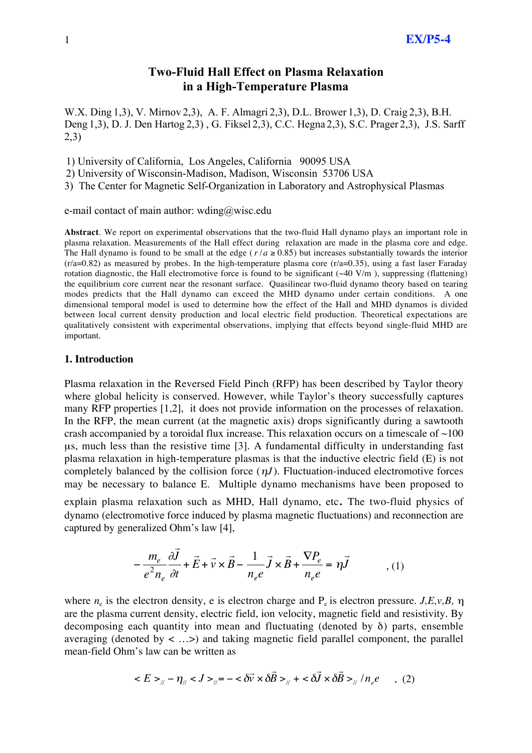# Two-Fluid Hall Effect on Plasma Relaxation in a High-Temperature Plasma

W.X. Ding 1,3), V. Mirnov 2,3), A. F. Almagri 2,3), D.L. Brower 1,3), D. Craig 2,3), B.H. Deng 1,3), D. J. Den Hartog 2,3) , G. Fiksel 2,3), C.C. Hegna 2,3), S.C. Prager 2,3), J.S. Sarff 2,3)

1) University of California, Los Angeles, California 90095 USA
2) University of Wisconsin-Madison, Madison, Wisconsin 53706 USA
3) The Center for Magnetic Self-Organization in Laboratory and Astrophysical Plasmas

e-mail contact of main author: wding@wisc.edu

**Abstract**. We report on experimental observations that the two-fluid Hall dynamo plays an important role in plasma relaxation. Measurements of the Hall effect during relaxation are made in the plasma core and edge. The Hall dynamo is found to be small at the edge ( $r/a \geq 0.85$) but increases substantially towards the interior ($r/a=0.82$) as measured by probes. In the high-temperature plasma core ($r/a=0.35$), using a fast laser Faraday rotation diagnostic, the Hall electromotive force is found to be significant (~40 V/m ), suppressing (flattening) the equilibrium core current near the resonant surface. Quasilinear two-fluid dynamo theory based on tearing modes predicts that the Hall dynamo can exceed the MHD dynamo under certain conditions. A one dimensional temporal model is used to determine how the effect of the Hall and MHD dynamos is divided between local current density production and local electric field production. Theoretical expectations are qualitatively consistent with experimental observations, implying that effects beyond single-fluid MHD are important.

## 1. Introduction

Plasma relaxation in the Reversed Field Pinch (RFP) has been described by Taylor theory where global helicity is conserved. However, while Taylor's theory successfully captures many RFP properties [1,2], it does not provide information on the processes of relaxation. In the RFP, the mean current (at the magnetic axis) drops significantly during a sawtooth crash accompanied by a toroidal flux increase. This relaxation occurs on a timescale of ~100 μs, much less than the resistive time [3]. A fundamental difficulty in understanding fast plasma relaxation in high-temperature plasmas is that the inductive electric field (E) is not completely balanced by the collision force ($\eta J$). Fluctuation-induced electromotive forces may be necessary to balance E. Multiple dynamo mechanisms have been proposed to explain plasma relaxation such as MHD, Hall dynamo, etc. The two-fluid physics of dynamo (electromotive force induced by plasma magnetic fluctuations) and reconnection are captured by generalized Ohm's law [4],

$$-\frac{m_e}{e^2 n_e}\frac{\partial \vec{J}}{\partial t} + \vec{E} + \vec{v}\times\vec{B} - \frac{1}{n_e e}\vec{J}\times\vec{B} + \frac{\nabla P_e}{n_e e} = \eta\vec{J} \qquad , (1)$$

where $n_e$ is the electron density, e is electron charge and $P_e$ is electron pressure. $J, E, v, B$, $\eta$ are the plasma current density, electric field, ion velocity, magnetic field and resistivity. By decomposing each quantity into mean and fluctuating (denoted by $\delta$) parts, ensemble averaging (denoted by < …>) and taking magnetic field parallel component, the parallel mean-field Ohm's law can be written as

$$< E >_{//} - \eta_{//} < J >_{//} = - < \delta\vec{v}\times\delta\vec{B} >_{//} + < \delta\vec{J}\times\delta\vec{B} >_{//} / n_e e \quad , (2)$$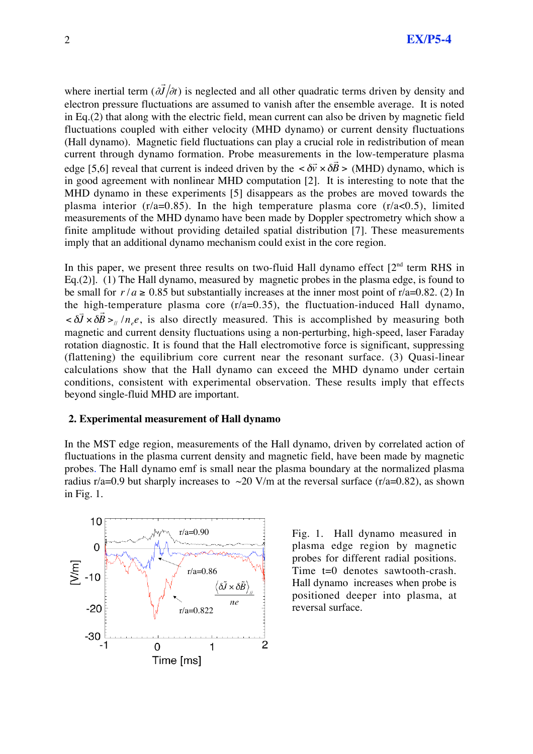where inertial term ($\partial\vec{J}/\partial t$) is neglected and all other quadratic terms driven by density and electron pressure fluctuations are assumed to vanish after the ensemble average. It is noted in Eq.(2) that along with the electric field, mean current can also be driven by magnetic field fluctuations coupled with either velocity (MHD dynamo) or current density fluctuations (Hall dynamo). Magnetic field fluctuations can play a crucial role in redistribution of mean current through dynamo formation. Probe measurements in the low-temperature plasma edge [5,6] reveal that current is indeed driven by the $<\delta\vec{v}\times\delta\vec{B}>$ (MHD) dynamo, which is in good agreement with nonlinear MHD computation [2]. It is interesting to note that the MHD dynamo in these experiments [5] disappears as the probes are moved towards the plasma interior (r/a=0.85). In the high temperature plasma core (r/a<0.5), limited measurements of the MHD dynamo have been made by Doppler spectrometry which show a finite amplitude without providing detailed spatial distribution [7]. These measurements imply that an additional dynamo mechanism could exist in the core region.

In this paper, we present three results on two-fluid Hall dynamo effect [2nd term RHS in Eq.(2)]. (1) The Hall dynamo, measured by magnetic probes in the plasma edge, is found to be small for $r/a \geq 0.85$ but substantially increases at the inner most point of r/a=0.82. (2) In the high-temperature plasma core (r/a=0.35), the fluctuation-induced Hall dynamo, $<\delta\vec{J}\times\delta\vec{B}>_{//}/n_e e$, is also directly measured. This is accomplished by measuring both magnetic and current density fluctuations using a non-perturbing, high-speed, laser Faraday rotation diagnostic. It is found that the Hall electromotive force is significant, suppressing (flattening) the equilibrium core current near the resonant surface. (3) Quasi-linear calculations show that the Hall dynamo can exceed the MHD dynamo under certain conditions, consistent with experimental observation. These results imply that effects beyond single-fluid MHD are important.

## 2. Experimental measurement of Hall dynamo

In the MST edge region, measurements of the Hall dynamo, driven by correlated action of fluctuations in the plasma current density and magnetic field, have been made by magnetic probes. The Hall dynamo emf is small near the plasma boundary at the normalized plasma radius r/a=0.9 but sharply increases to ~20 V/m at the reversal surface (r/a=0.82), as shown in Fig. 1.

Fig. 1. Hall dynamo measured in plasma edge region by magnetic probes for different radial positions. Time t=0 denotes sawtooth-crash. Hall dynamo increases when probe is positioned deeper into plasma, at reversal surface.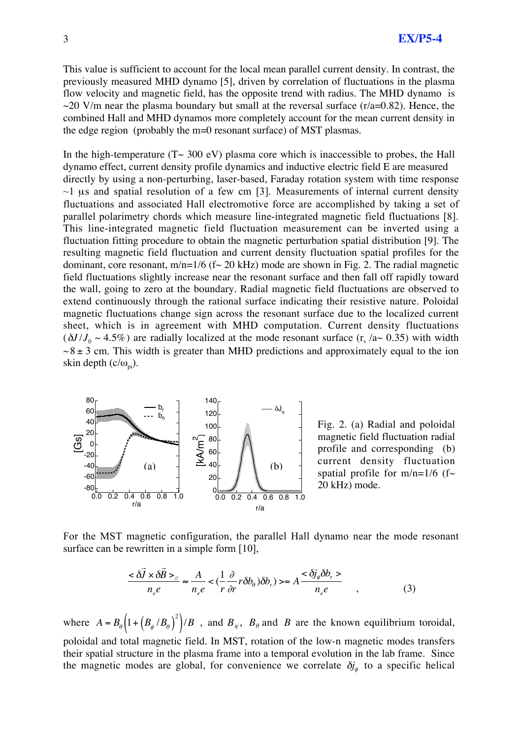This value is sufficient to account for the local mean parallel current density. In contrast, the previously measured MHD dynamo [5], driven by correlation of fluctuations in the plasma flow velocity and magnetic field, has the opposite trend with radius. The MHD dynamo is ~20 V/m near the plasma boundary but small at the reversal surface (r/a=0.82). Hence, the combined Hall and MHD dynamos more completely account for the mean current density in the edge region (probably the m=0 resonant surface) of MST plasmas.

In the high-temperature (T~ 300 eV) plasma core which is inaccessible to probes, the Hall dynamo effect, current density profile dynamics and inductive electric field E are measured directly by using a non-perturbing, laser-based, Faraday rotation system with time response ~1 μs and spatial resolution of a few cm [3]. Measurements of internal current density fluctuations and associated Hall electromotive force are accomplished by taking a set of parallel polarimetry chords which measure line-integrated magnetic field fluctuations [8]. This line-integrated magnetic field fluctuation measurement can be inverted using a fluctuation fitting procedure to obtain the magnetic perturbation spatial distribution [9]. The resulting magnetic field fluctuation and current density fluctuation spatial profiles for the dominant, core resonant, m/n=1/6 (f~ 20 kHz) mode are shown in Fig. 2. The radial magnetic field fluctuations slightly increase near the resonant surface and then fall off rapidly toward the wall, going to zero at the boundary. Radial magnetic field fluctuations are observed to extend continuously through the rational surface indicating their resistive nature. Poloidal magnetic fluctuations change sign across the resonant surface due to the localized current sheet, which is in agreement with MHD computation. Current density fluctuations ($\delta J/J_0 \sim 4.5\%$) are radially localized at the mode resonant surface ($r_s/a \sim 0.35$) with width $\sim 8 \pm 3$ cm. This width is greater than MHD predictions and approximately equal to the ion skin depth ($c/\omega_{pi}$).

Fig. 2. (a) Radial and poloidal magnetic field fluctuation radial profile and corresponding (b) current density fluctuation spatial profile for m/n=1/6 (f~ 20 kHz) mode.

For the MST magnetic configuration, the parallel Hall dynamo near the mode resonant surface can be rewritten in a simple form [10],

$$\frac{<\delta\vec{J}\times\delta\vec{B}>_{//}}{n_e e} \approx \frac{A}{n_e e}<(\frac{1}{r}\frac{\partial}{\partial r}r\delta b_\theta)\delta b_r)> = A\frac{<\delta j_\phi \delta b_r>}{n_e e} \qquad , \qquad (3)$$

where $A = B_\theta\left(1+\left(B_\phi/B_\theta\right)^2\right)/B$ , and $B_\varphi$, $B_\theta$ and $B$ are the known equilibrium toroidal, poloidal and total magnetic field. In MST, rotation of the low-n magnetic modes transfers their spatial structure in the plasma frame into a temporal evolution in the lab frame. Since the magnetic modes are global, for convenience we correlate $\delta j_\phi$ to a specific helical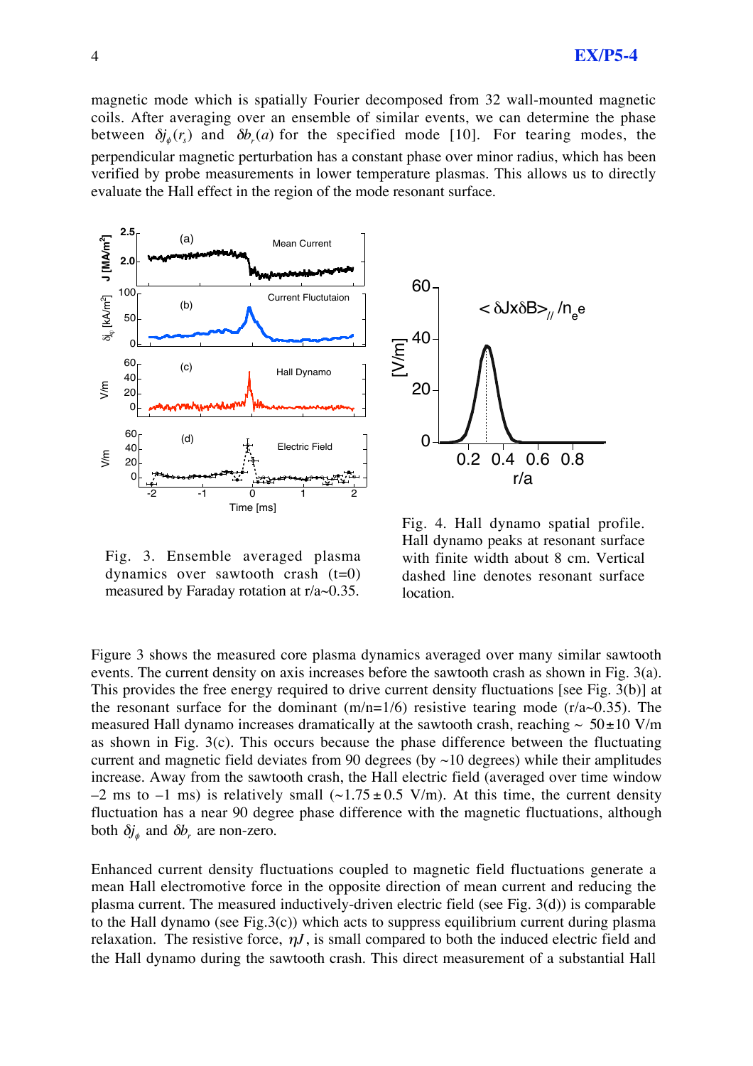magnetic mode which is spatially Fourier decomposed from 32 wall-mounted magnetic coils. After averaging over an ensemble of similar events, we can determine the phase between $\delta j_{\phi}(r_s)$ and $\delta b_r(a)$ for the specified mode [10]. For tearing modes, the perpendicular magnetic perturbation has a constant phase over minor radius, which has been verified by probe measurements in lower temperature plasmas. This allows us to directly evaluate the Hall effect in the region of the mode resonant surface.

Fig. 3. Ensemble averaged plasma dynamics over sawtooth crash (t=0) measured by Faraday rotation at r/a~0.35.

Fig. 4. Hall dynamo spatial profile. Hall dynamo peaks at resonant surface with finite width about 8 cm. Vertical dashed line denotes resonant surface location.

Figure 3 shows the measured core plasma dynamics averaged over many similar sawtooth events. The current density on axis increases before the sawtooth crash as shown in Fig. 3(a). This provides the free energy required to drive current density fluctuations [see Fig. 3(b)] at the resonant surface for the dominant (m/n=1/6) resistive tearing mode (r/a~0.35). The measured Hall dynamo increases dramatically at the sawtooth crash, reaching ~ $50 \pm 10$ V/m as shown in Fig. 3(c). This occurs because the phase difference between the fluctuating current and magnetic field deviates from 90 degrees (by ~10 degrees) while their amplitudes increase. Away from the sawtooth crash, the Hall electric field (averaged over time window –2 ms to –1 ms) is relatively small (~$1.75 \pm 0.5$ V/m). At this time, the current density fluctuation has a near 90 degree phase difference with the magnetic fluctuations, although both $\delta j_{\phi}$ and $\delta b_r$ are non-zero.

Enhanced current density fluctuations coupled to magnetic field fluctuations generate a mean Hall electromotive force in the opposite direction of mean current and reducing the plasma current. The measured inductively-driven electric field (see Fig. 3(d)) is comparable to the Hall dynamo (see Fig.3(c)) which acts to suppress equilibrium current during plasma relaxation. The resistive force, $\eta J$, is small compared to both the induced electric field and the Hall dynamo during the sawtooth crash. This direct measurement of a substantial Hall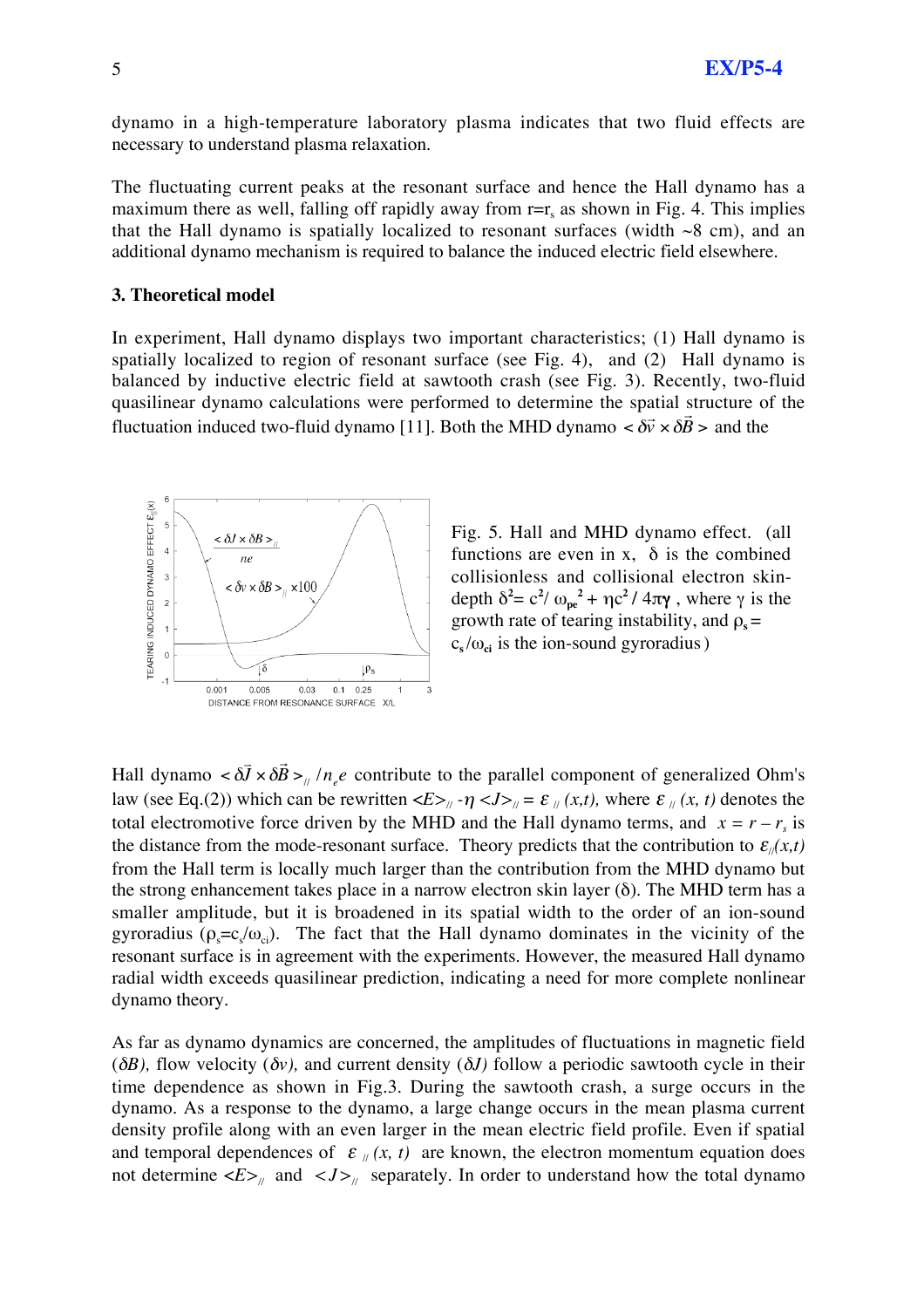dynamo in a high-temperature laboratory plasma indicates that two fluid effects are necessary to understand plasma relaxation.

The fluctuating current peaks at the resonant surface and hence the Hall dynamo has a maximum there as well, falling off rapidly away from $r=r_s$ as shown in Fig. 4. This implies that the Hall dynamo is spatially localized to resonant surfaces (width ~8 cm), and an additional dynamo mechanism is required to balance the induced electric field elsewhere.

## 3. Theoretical model

In experiment, Hall dynamo displays two important characteristics; (1) Hall dynamo is spatially localized to region of resonant surface (see Fig. 4), and (2) Hall dynamo is balanced by inductive electric field at sawtooth crash (see Fig. 3). Recently, two-fluid quasilinear dynamo calculations were performed to determine the spatial structure of the fluctuation induced two-fluid dynamo [11]. Both the MHD dynamo $<\delta\vec{v}\times\delta\vec{B}>$ and the

Fig. 5. Hall and MHD dynamo effect. (all functions are even in x, δ is the combined collisionless and collisional electron skin-depth $\delta^2 = c^2/\omega_{pe}^2 + \eta c^2/4\pi\gamma$, where $\gamma$ is the growth rate of tearing instability, and $\rho_s = c_s/\omega_{ci}$ is the ion-sound gyroradius)

Hall dynamo $<\delta\vec{J}\times\delta\vec{B}>_{//}/n_e e$ contribute to the parallel component of generalized Ohm's law (see Eq.(2)) which can be rewritten $<E>_{//} - \eta <J>_{//} = \varepsilon_{//}(x,t)$, where $\varepsilon_{//}(x,t)$ denotes the total electromotive force driven by the MHD and the Hall dynamo terms, and $x = r - r_s$ is the distance from the mode-resonant surface. Theory predicts that the contribution to $\varepsilon_{//}(x,t)$ from the Hall term is locally much larger than the contribution from the MHD dynamo but the strong enhancement takes place in a narrow electron skin layer (δ). The MHD term has a smaller amplitude, but it is broadened in its spatial width to the order of an ion-sound gyroradius ($\rho_s=c_s/\omega_{ci}$). The fact that the Hall dynamo dominates in the vicinity of the resonant surface is in agreement with the experiments. However, the measured Hall dynamo radial width exceeds quasilinear prediction, indicating a need for more complete nonlinear dynamo theory.

As far as dynamo dynamics are concerned, the amplitudes of fluctuations in magnetic field ($\delta B$), flow velocity ($\delta v$), and current density ($\delta J$) follow a periodic sawtooth cycle in their time dependence as shown in Fig.3. During the sawtooth crash, a surge occurs in the dynamo. As a response to the dynamo, a large change occurs in the mean plasma current density profile along with an even larger in the mean electric field profile. Even if spatial and temporal dependences of $\varepsilon_{//}(x,t)$ are known, the electron momentum equation does not determine $<E>_{//}$ and $<J>_{//}$ separately. In order to understand how the total dynamo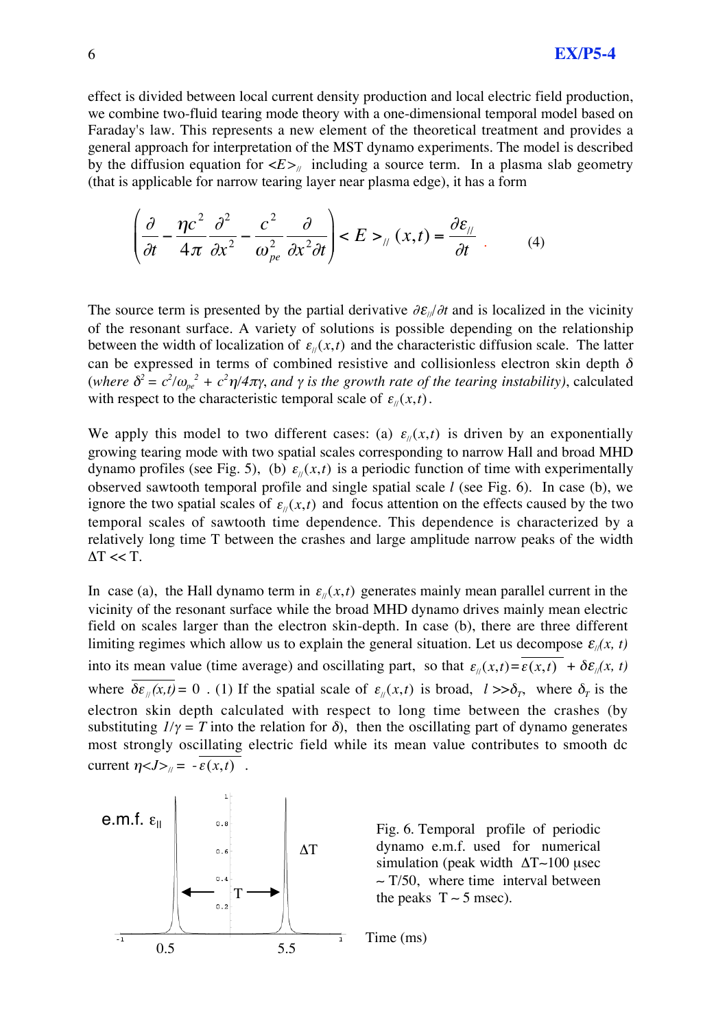effect is divided between local current density production and local electric field production, we combine two-fluid tearing mode theory with a one-dimensional temporal model based on Faraday's law. This represents a new element of the theoretical treatment and provides a general approach for interpretation of the MST dynamo experiments. The model is described by the diffusion equation for $<E>_{//}$ including a source term. In a plasma slab geometry (that is applicable for narrow tearing layer near plasma edge), it has a form

$$\left(\frac{\partial}{\partial t} - \frac{\eta c^2}{4\pi}\frac{\partial^2}{\partial x^2} - \frac{c^2}{\omega_{pe}^2}\frac{\partial}{\partial x^2 \partial t}\right) < E >_{//} (x,t) = \frac{\partial \varepsilon_{//}}{\partial t} \qquad (4)$$

The source term is presented by the partial derivative $\partial\varepsilon_{//}/\partial t$ and is localized in the vicinity of the resonant surface. A variety of solutions is possible depending on the relationship between the width of localization of $\varepsilon_{//}(x,t)$ and the characteristic diffusion scale. The latter can be expressed in terms of combined resistive and collisionless electron skin depth $\delta$ (*where* $\delta^2 = c^2/\omega_{pe}^2 + c^2\eta/4\pi\gamma$, *and* $\gamma$ *is the growth rate of the tearing instability)*, calculated with respect to the characteristic temporal scale of $\varepsilon_{//}(x,t)$.

We apply this model to two different cases: (a) $\varepsilon_{//}(x,t)$ is driven by an exponentially growing tearing mode with two spatial scales corresponding to narrow Hall and broad MHD dynamo profiles (see Fig. 5), (b) $\varepsilon_{//}(x,t)$ is a periodic function of time with experimentally observed sawtooth temporal profile and single spatial scale $l$ (see Fig. 6). In case (b), we ignore the two spatial scales of $\varepsilon_{//}(x,t)$ and focus attention on the effects caused by the two temporal scales of sawtooth time dependence. This dependence is characterized by a relatively long time T between the crashes and large amplitude narrow peaks of the width $\Delta T \ll T$.

In case (a), the Hall dynamo term in $\varepsilon_{//}(x,t)$ generates mainly mean parallel current in the vicinity of the resonant surface while the broad MHD dynamo drives mainly mean electric field on scales larger than the electron skin-depth. In case (b), there are three different limiting regimes which allow us to explain the general situation. Let us decompose $\varepsilon_{//}(x,t)$ into its mean value (time average) and oscillating part, so that $\varepsilon_{//}(x,t) = \overline{\varepsilon(x,t)} + \delta\varepsilon_{//}(x,t)$ where $\overline{\delta\varepsilon_{//}(x,t)} = 0$ . (1) If the spatial scale of $\varepsilon_{//}(x,t)$ is broad, $l \gg \delta_T$, where $\delta_T$ is the electron skin depth calculated with respect to long time between the crashes (by substituting $1/\gamma = T$ into the relation for $\delta$), then the oscillating part of dynamo generates most strongly oscillating electric field while its mean value contributes to smooth dc current $\eta <J>_{//} = -\overline{\varepsilon(x,t)}$ .

Fig. 6. Temporal profile of periodic dynamo e.m.f. used for numerical simulation (peak width $\Delta T$~100 μsec ~ T/50, where time interval between the peaks T ~ 5 msec).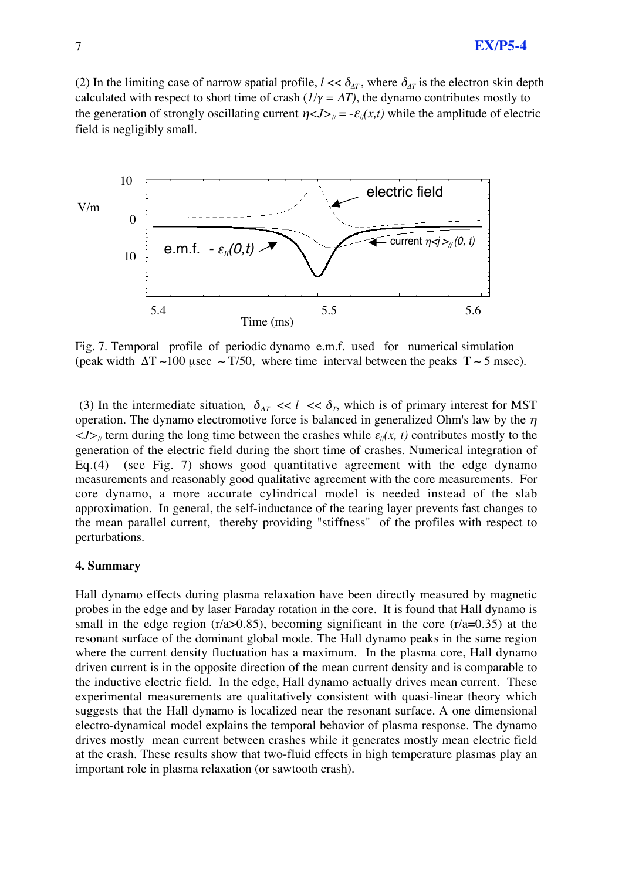(2) In the limiting case of narrow spatial profile, $l << \delta_{\Delta T}$, where $\delta_{\Delta T}$ is the electron skin depth calculated with respect to short time of crash ($1/\gamma = \Delta T$), the dynamo contributes mostly to the generation of strongly oscillating current $\eta<J>_{//} = -\varepsilon_{//}(x,t)$ while the amplitude of electric field is negligibly small.

Fig. 7. Temporal profile of periodic dynamo e.m.f. used for numerical simulation (peak width $\Delta T \sim 100$ μsec $\sim T/50$, where time interval between the peaks $T \sim 5$ msec).

(3) In the intermediate situation, $\delta_{\Delta T} << l << \delta_T$, which is of primary interest for MST operation. The dynamo electromotive force is balanced in generalized Ohm's law by the $\eta <J>_{//}$ term during the long time between the crashes while $\varepsilon_{//}(x, t)$ contributes mostly to the generation of the electric field during the short time of crashes. Numerical integration of Eq.(4) (see Fig. 7) shows good quantitative agreement with the edge dynamo measurements and reasonably good qualitative agreement with the core measurements. For core dynamo, a more accurate cylindrical model is needed instead of the slab approximation. In general, the self-inductance of the tearing layer prevents fast changes to the mean parallel current, thereby providing "stiffness" of the profiles with respect to perturbations.

## 4. Summary

Hall dynamo effects during plasma relaxation have been directly measured by magnetic probes in the edge and by laser Faraday rotation in the core. It is found that Hall dynamo is small in the edge region (r/a>0.85), becoming significant in the core (r/a=0.35) at the resonant surface of the dominant global mode. The Hall dynamo peaks in the same region where the current density fluctuation has a maximum. In the plasma core, Hall dynamo driven current is in the opposite direction of the mean current density and is comparable to the inductive electric field. In the edge, Hall dynamo actually drives mean current. These experimental measurements are qualitatively consistent with quasi-linear theory which suggests that the Hall dynamo is localized near the resonant surface. A one dimensional electro-dynamical model explains the temporal behavior of plasma response. The dynamo drives mostly mean current between crashes while it generates mostly mean electric field at the crash. These results show that two-fluid effects in high temperature plasmas play an important role in plasma relaxation (or sawtooth crash).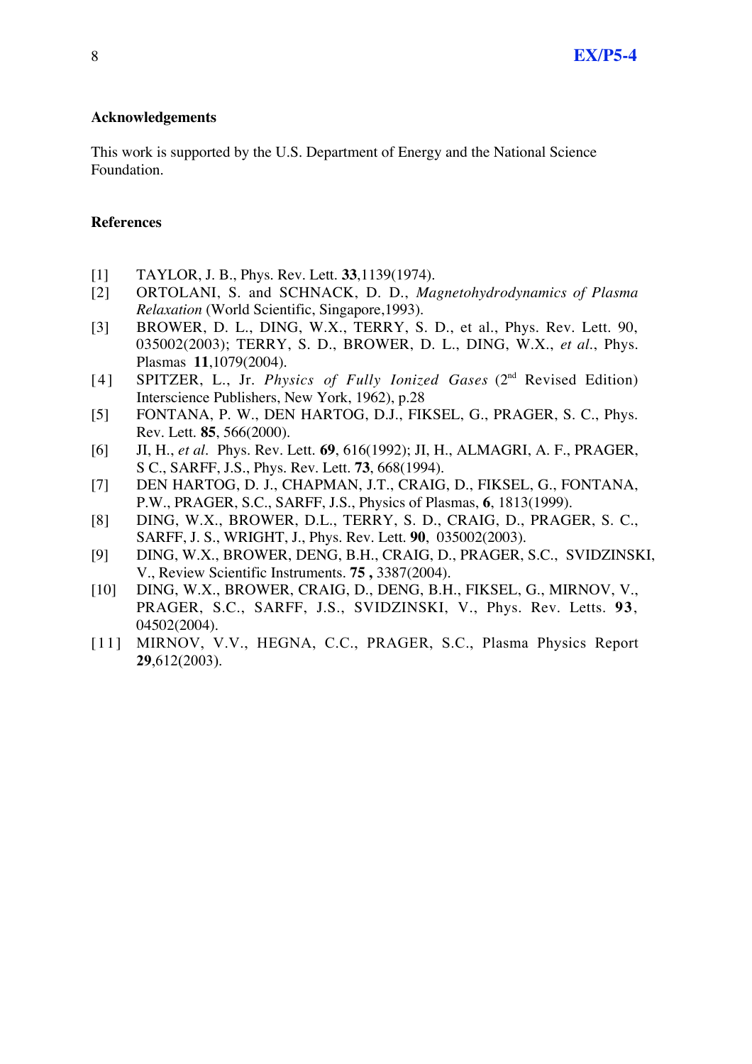**Acknowledgements**

This work is supported by the U.S. Department of Energy and the National Science Foundation.

**References**

[1] TAYLOR, J. B., Phys. Rev. Lett. **33**,1139(1974).

[2] ORTOLANI, S. and SCHNACK, D. D., *Magnetohydrodynamics of Plasma Relaxation* (World Scientific, Singapore,1993).

[3] BROWER, D. L., DING, W.X., TERRY, S. D., et al., Phys. Rev. Lett. 90, 035002(2003); TERRY, S. D., BROWER, D. L., DING, W.X., *et al.*, Phys. Plasmas **11**,1079(2004).

[4] SPITZER, L., Jr. *Physics of Fully Ionized Gases* (2nd Revised Edition) Interscience Publishers, New York, 1962), p.28

[5] FONTANA, P. W., DEN HARTOG, D.J., FIKSEL, G., PRAGER, S. C., Phys. Rev. Lett. **85**, 566(2000).

[6] JI, H., *et al.* Phys. Rev. Lett. **69**, 616(1992); JI, H., ALMAGRI, A. F., PRAGER, S C., SARFF, J.S., Phys. Rev. Lett. **73**, 668(1994).

[7] DEN HARTOG, D. J., CHAPMAN, J.T., CRAIG, D., FIKSEL, G., FONTANA, P.W., PRAGER, S.C., SARFF, J.S., Physics of Plasmas, **6**, 1813(1999).

[8] DING, W.X., BROWER, D.L., TERRY, S. D., CRAIG, D., PRAGER, S. C., SARFF, J. S., WRIGHT, J., Phys. Rev. Lett. **90**, 035002(2003).

[9] DING, W.X., BROWER, DENG, B.H., CRAIG, D., PRAGER, S.C., SVIDZINSKI, V., Review Scientific Instruments. **75 ,** 3387(2004).

[10] DING, W.X., BROWER, CRAIG, D., DENG, B.H., FIKSEL, G., MIRNOV, V., PRAGER, S.C., SARFF, J.S., SVIDZINSKI, V., Phys. Rev. Letts. **93**, 04502(2004).

[11] MIRNOV, V.V., HEGNA, C.C., PRAGER, S.C., Plasma Physics Report **29**,612(2003).